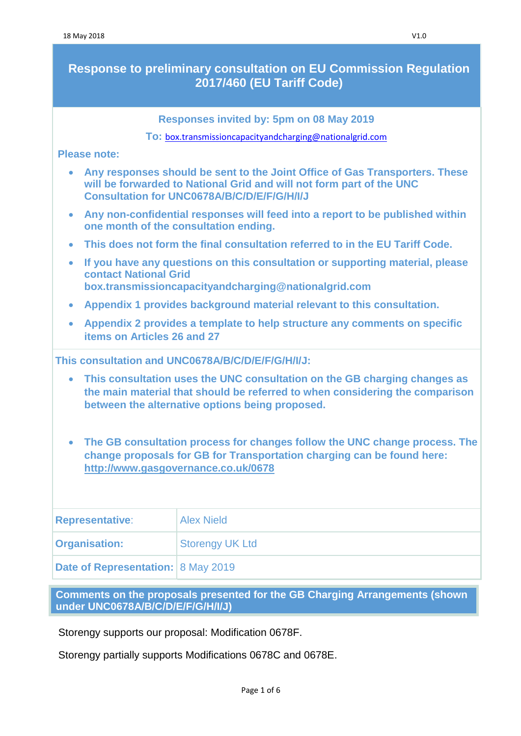# Response to preliminary consultation on EU Commission Regulation 2017/460 (EU Tariff Code)

**Responses invited by: 5pm on 08 May 2019**

**To:** box.transmissioncapacityandcharging@nationalgrid.com

**Please note:**

- **Any responses should be sent to the Joint Office of Gas Transporters. These will be forwarded to National Grid and will not form part of the UNC Consultation for UNC0678A/B/C/D/E/F/G/H/I/J**
- **Any non-confidential responses will feed into a report to be published within one month of the consultation ending.**
- **This does not form the final consultation referred to in the EU Tariff Code.**
- **If you have any questions on this consultation or supporting material, please contact National Grid box.transmissioncapacityandcharging@nationalgrid.com**
- **Appendix 1 provides background material relevant to this consultation.**
- **Appendix 2 provides a template to help structure any comments on specific items on Articles 26 and 27**

**This consultation and UNC0678A/B/C/D/E/F/G/H/I/J:**

- **This consultation uses the UNC consultation on the GB charging changes as the main material that should be referred to when considering the comparison between the alternative options being proposed.**
- **The GB consultation process for changes follow the UNC change process. The change proposals for GB for Transportation charging can be found here: http://www.gasgovernance.co.uk/0678**

| **Representative**: | Alex Nield |
|---|---|
| **Organisation:** | Storengy UK Ltd |
| **Date of Representation:** | 8 May 2019 |

## Comments on the proposals presented for the GB Charging Arrangements (shown under UNC0678A/B/C/D/E/F/G/H/I/J)

Storengy supports our proposal: Modification 0678F.

Storengy partially supports Modifications 0678C and 0678E.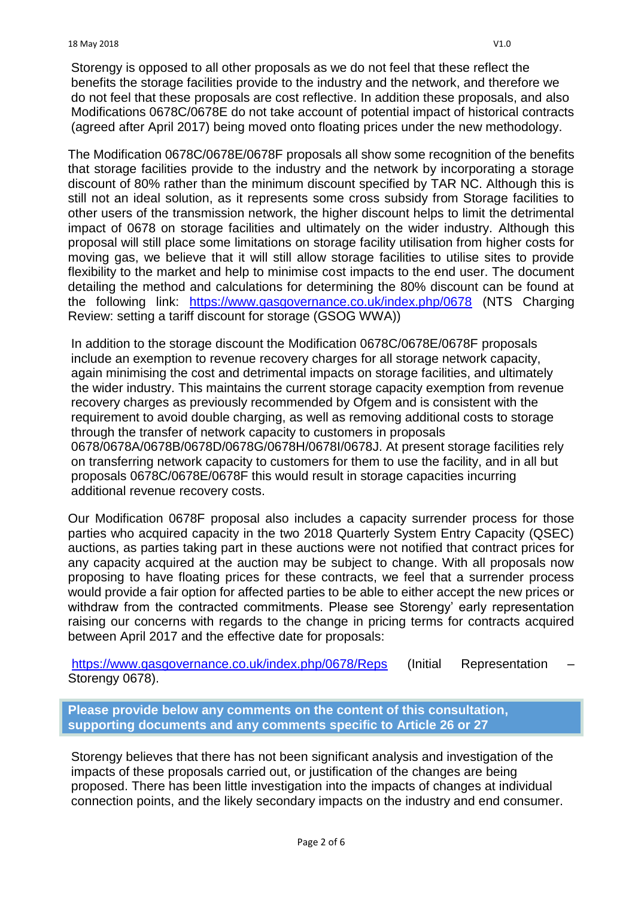Storengy is opposed to all other proposals as we do not feel that these reflect the benefits the storage facilities provide to the industry and the network, and therefore we do not feel that these proposals are cost reflective. In addition these proposals, and also Modifications 0678C/0678E do not take account of potential impact of historical contracts (agreed after April 2017) being moved onto floating prices under the new methodology.

The Modification 0678C/0678E/0678F proposals all show some recognition of the benefits that storage facilities provide to the industry and the network by incorporating a storage discount of 80% rather than the minimum discount specified by TAR NC. Although this is still not an ideal solution, as it represents some cross subsidy from Storage facilities to other users of the transmission network, the higher discount helps to limit the detrimental impact of 0678 on storage facilities and ultimately on the wider industry. Although this proposal will still place some limitations on storage facility utilisation from higher costs for moving gas, we believe that it will still allow storage facilities to utilise sites to provide flexibility to the market and help to minimise cost impacts to the end user. The document detailing the method and calculations for determining the 80% discount can be found at the following link: https://www.gasgovernance.co.uk/index.php/0678 (NTS Charging Review: setting a tariff discount for storage (GSOG WWA))

In addition to the storage discount the Modification 0678C/0678E/0678F proposals include an exemption to revenue recovery charges for all storage network capacity, again minimising the cost and detrimental impacts on storage facilities, and ultimately the wider industry. This maintains the current storage capacity exemption from revenue recovery charges as previously recommended by Ofgem and is consistent with the requirement to avoid double charging, as well as removing additional costs to storage through the transfer of network capacity to customers in proposals 0678/0678A/0678B/0678D/0678G/0678H/0678I/0678J. At present storage facilities rely on transferring network capacity to customers for them to use the facility, and in all but proposals 0678C/0678E/0678F this would result in storage capacities incurring additional revenue recovery costs.

Our Modification 0678F proposal also includes a capacity surrender process for those parties who acquired capacity in the two 2018 Quarterly System Entry Capacity (QSEC) auctions, as parties taking part in these auctions were not notified that contract prices for any capacity acquired at the auction may be subject to change. With all proposals now proposing to have floating prices for these contracts, we feel that a surrender process would provide a fair option for affected parties to be able to either accept the new prices or withdraw from the contracted commitments. Please see Storengy' early representation raising our concerns with regards to the change in pricing terms for contracts acquired between April 2017 and the effective date for proposals:

https://www.gasgovernance.co.uk/index.php/0678/Reps (Initial Representation – Storengy 0678).

**Please provide below any comments on the content of this consultation, supporting documents and any comments specific to Article 26 or 27**

Storengy believes that there has not been significant analysis and investigation of the impacts of these proposals carried out, or justification of the changes are being proposed. There has been little investigation into the impacts of changes at individual connection points, and the likely secondary impacts on the industry and end consumer.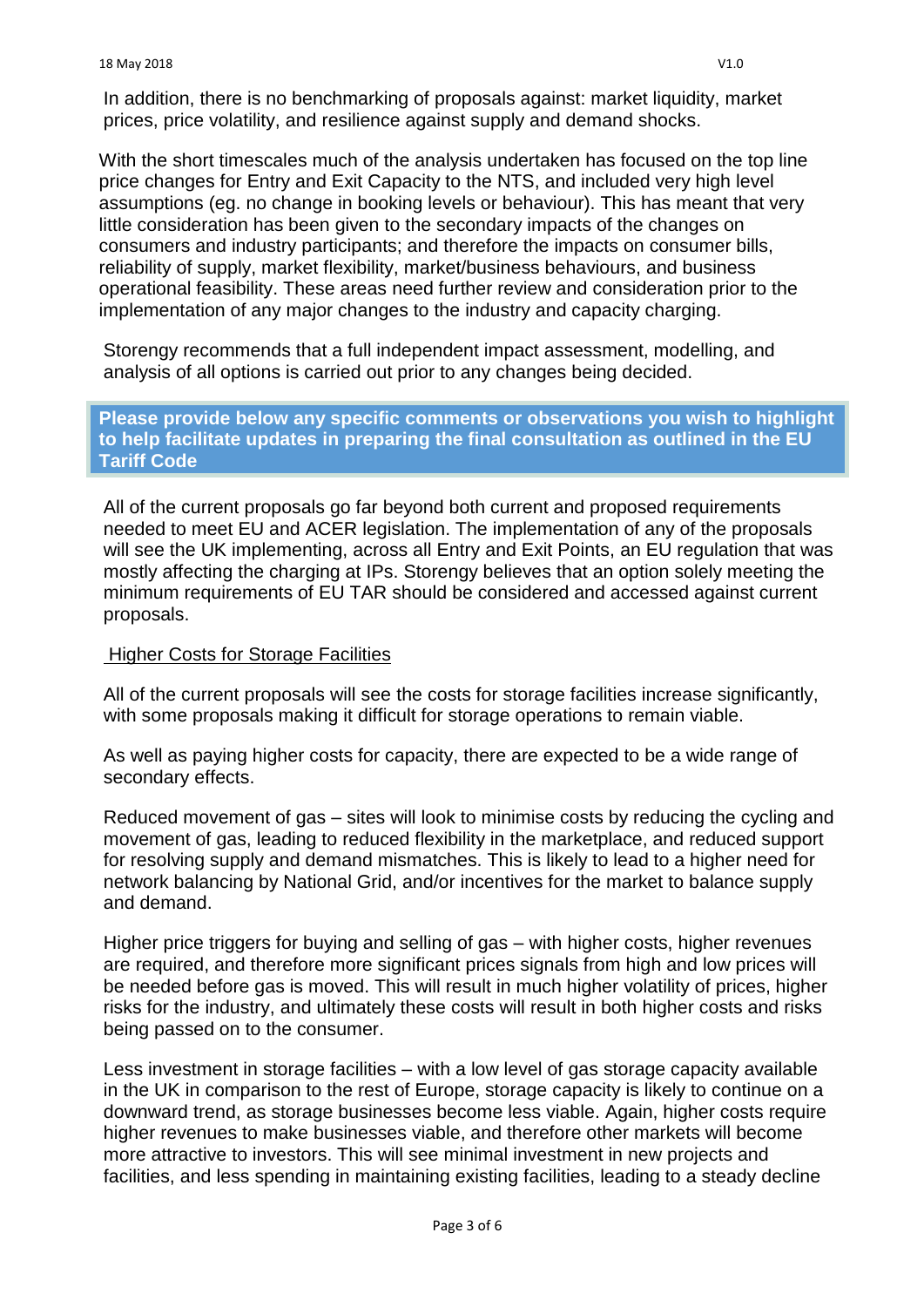In addition, there is no benchmarking of proposals against: market liquidity, market prices, price volatility, and resilience against supply and demand shocks.

With the short timescales much of the analysis undertaken has focused on the top line price changes for Entry and Exit Capacity to the NTS, and included very high level assumptions (eg. no change in booking levels or behaviour). This has meant that very little consideration has been given to the secondary impacts of the changes on consumers and industry participants; and therefore the impacts on consumer bills, reliability of supply, market flexibility, market/business behaviours, and business operational feasibility. These areas need further review and consideration prior to the implementation of any major changes to the industry and capacity charging.

Storengy recommends that a full independent impact assessment, modelling, and analysis of all options is carried out prior to any changes being decided.

**Please provide below any specific comments or observations you wish to highlight to help facilitate updates in preparing the final consultation as outlined in the EU Tariff Code**

All of the current proposals go far beyond both current and proposed requirements needed to meet EU and ACER legislation. The implementation of any of the proposals will see the UK implementing, across all Entry and Exit Points, an EU regulation that was mostly affecting the charging at IPs. Storengy believes that an option solely meeting the minimum requirements of EU TAR should be considered and accessed against current proposals.

Higher Costs for Storage Facilities

All of the current proposals will see the costs for storage facilities increase significantly, with some proposals making it difficult for storage operations to remain viable.

As well as paying higher costs for capacity, there are expected to be a wide range of secondary effects.

Reduced movement of gas – sites will look to minimise costs by reducing the cycling and movement of gas, leading to reduced flexibility in the marketplace, and reduced support for resolving supply and demand mismatches. This is likely to lead to a higher need for network balancing by National Grid, and/or incentives for the market to balance supply and demand.

Higher price triggers for buying and selling of gas – with higher costs, higher revenues are required, and therefore more significant prices signals from high and low prices will be needed before gas is moved. This will result in much higher volatility of prices, higher risks for the industry, and ultimately these costs will result in both higher costs and risks being passed on to the consumer.

Less investment in storage facilities – with a low level of gas storage capacity available in the UK in comparison to the rest of Europe, storage capacity is likely to continue on a downward trend, as storage businesses become less viable. Again, higher costs require higher revenues to make businesses viable, and therefore other markets will become more attractive to investors. This will see minimal investment in new projects and facilities, and less spending in maintaining existing facilities, leading to a steady decline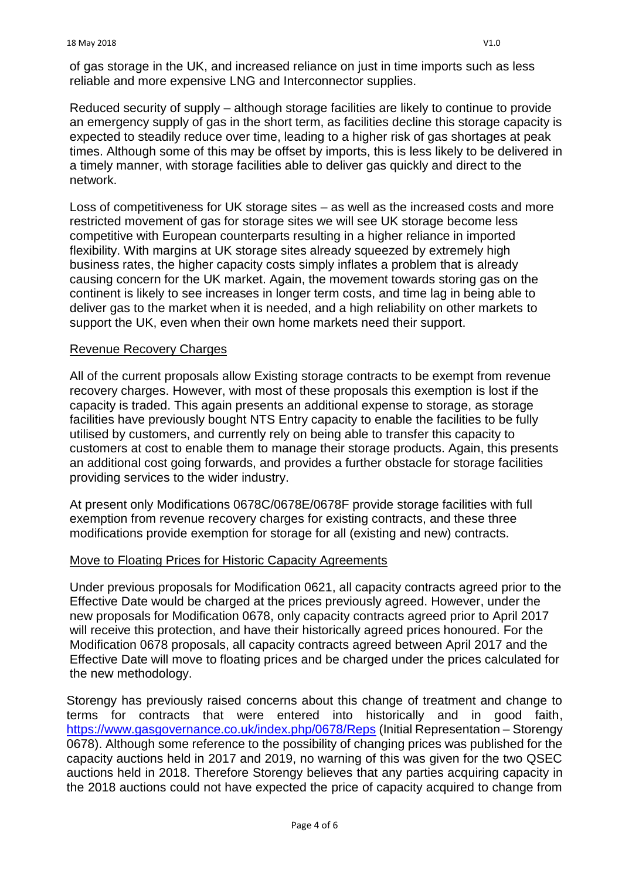of gas storage in the UK, and increased reliance on just in time imports such as less reliable and more expensive LNG and Interconnector supplies.

Reduced security of supply – although storage facilities are likely to continue to provide an emergency supply of gas in the short term, as facilities decline this storage capacity is expected to steadily reduce over time, leading to a higher risk of gas shortages at peak times. Although some of this may be offset by imports, this is less likely to be delivered in a timely manner, with storage facilities able to deliver gas quickly and direct to the network.

Loss of competitiveness for UK storage sites – as well as the increased costs and more restricted movement of gas for storage sites we will see UK storage become less competitive with European counterparts resulting in a higher reliance in imported flexibility. With margins at UK storage sites already squeezed by extremely high business rates, the higher capacity costs simply inflates a problem that is already causing concern for the UK market. Again, the movement towards storing gas on the continent is likely to see increases in longer term costs, and time lag in being able to deliver gas to the market when it is needed, and a high reliability on other markets to support the UK, even when their own home markets need their support.

Revenue Recovery Charges

All of the current proposals allow Existing storage contracts to be exempt from revenue recovery charges. However, with most of these proposals this exemption is lost if the capacity is traded. This again presents an additional expense to storage, as storage facilities have previously bought NTS Entry capacity to enable the facilities to be fully utilised by customers, and currently rely on being able to transfer this capacity to customers at cost to enable them to manage their storage products. Again, this presents an additional cost going forwards, and provides a further obstacle for storage facilities providing services to the wider industry.

At present only Modifications 0678C/0678E/0678F provide storage facilities with full exemption from revenue recovery charges for existing contracts, and these three modifications provide exemption for storage for all (existing and new) contracts.

Move to Floating Prices for Historic Capacity Agreements

Under previous proposals for Modification 0621, all capacity contracts agreed prior to the Effective Date would be charged at the prices previously agreed. However, under the new proposals for Modification 0678, only capacity contracts agreed prior to April 2017 will receive this protection, and have their historically agreed prices honoured. For the Modification 0678 proposals, all capacity contracts agreed between April 2017 and the Effective Date will move to floating prices and be charged under the prices calculated for the new methodology.

Storengy has previously raised concerns about this change of treatment and change to terms for contracts that were entered into historically and in good faith, https://www.gasgovernance.co.uk/index.php/0678/Reps (Initial Representation – Storengy 0678). Although some reference to the possibility of changing prices was published for the capacity auctions held in 2017 and 2019, no warning of this was given for the two QSEC auctions held in 2018. Therefore Storengy believes that any parties acquiring capacity in the 2018 auctions could not have expected the price of capacity acquired to change from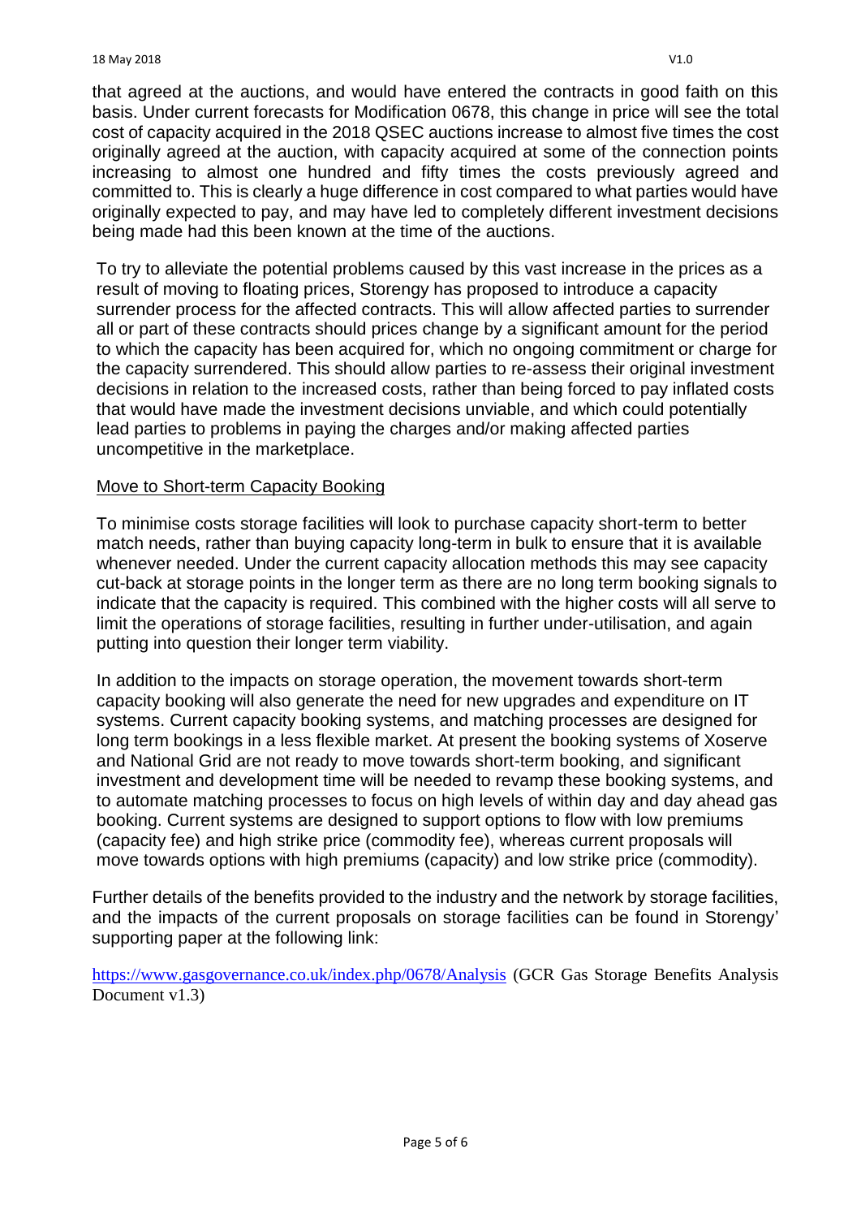that agreed at the auctions, and would have entered the contracts in good faith on this basis. Under current forecasts for Modification 0678, this change in price will see the total cost of capacity acquired in the 2018 QSEC auctions increase to almost five times the cost originally agreed at the auction, with capacity acquired at some of the connection points increasing to almost one hundred and fifty times the costs previously agreed and committed to. This is clearly a huge difference in cost compared to what parties would have originally expected to pay, and may have led to completely different investment decisions being made had this been known at the time of the auctions.

To try to alleviate the potential problems caused by this vast increase in the prices as a result of moving to floating prices, Storengy has proposed to introduce a capacity surrender process for the affected contracts. This will allow affected parties to surrender all or part of these contracts should prices change by a significant amount for the period to which the capacity has been acquired for, which no ongoing commitment or charge for the capacity surrendered. This should allow parties to re-assess their original investment decisions in relation to the increased costs, rather than being forced to pay inflated costs that would have made the investment decisions unviable, and which could potentially lead parties to problems in paying the charges and/or making affected parties uncompetitive in the marketplace.

<u>Move to Short-term Capacity Booking</u>

To minimise costs storage facilities will look to purchase capacity short-term to better match needs, rather than buying capacity long-term in bulk to ensure that it is available whenever needed. Under the current capacity allocation methods this may see capacity cut-back at storage points in the longer term as there are no long term booking signals to indicate that the capacity is required. This combined with the higher costs will all serve to limit the operations of storage facilities, resulting in further under-utilisation, and again putting into question their longer term viability.

In addition to the impacts on storage operation, the movement towards short-term capacity booking will also generate the need for new upgrades and expenditure on IT systems. Current capacity booking systems, and matching processes are designed for long term bookings in a less flexible market. At present the booking systems of Xoserve and National Grid are not ready to move towards short-term booking, and significant investment and development time will be needed to revamp these booking systems, and to automate matching processes to focus on high levels of within day and day ahead gas booking. Current systems are designed to support options to flow with low premiums (capacity fee) and high strike price (commodity fee), whereas current proposals will move towards options with high premiums (capacity) and low strike price (commodity).

Further details of the benefits provided to the industry and the network by storage facilities, and the impacts of the current proposals on storage facilities can be found in Storengy' supporting paper at the following link:

[https://www.gasgovernance.co.uk/index.php/0678/Analysis](https://www.gasgovernance.co.uk/index.php/0678/Analysis) (GCR Gas Storage Benefits Analysis Document v1.3)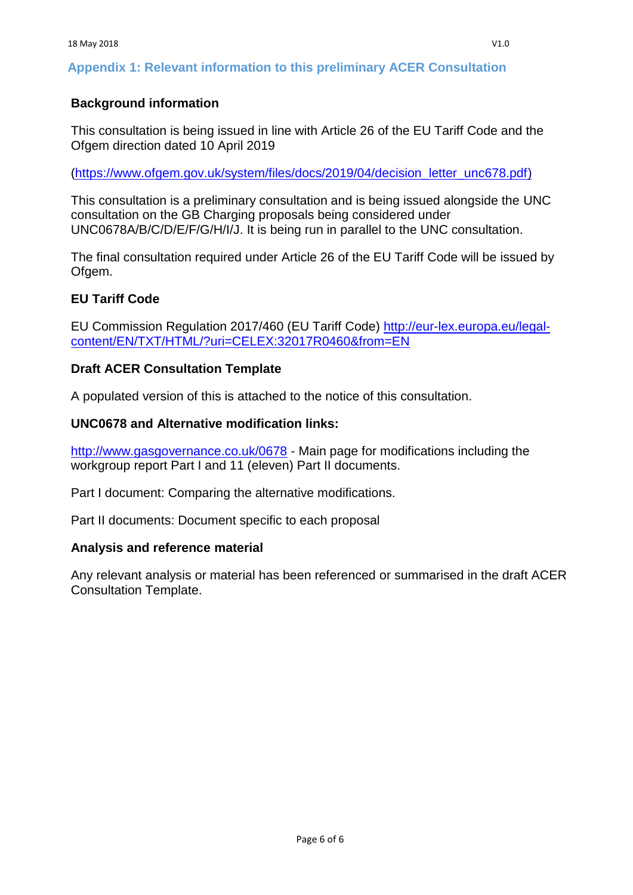## Appendix 1: Relevant information to this preliminary ACER Consultation

### Background information

This consultation is being issued in line with Article 26 of the EU Tariff Code and the Ofgem direction dated 10 April 2019

(https://www.ofgem.gov.uk/system/files/docs/2019/04/decision_letter_unc678.pdf)

This consultation is a preliminary consultation and is being issued alongside the UNC consultation on the GB Charging proposals being considered under UNC0678A/B/C/D/E/F/G/H/I/J. It is being run in parallel to the UNC consultation.

The final consultation required under Article 26 of the EU Tariff Code will be issued by Ofgem.

### EU Tariff Code

EU Commission Regulation 2017/460 (EU Tariff Code) http://eur-lex.europa.eu/legal-content/EN/TXT/HTML/?uri=CELEX:32017R0460&from=EN

### Draft ACER Consultation Template

A populated version of this is attached to the notice of this consultation.

### UNC0678 and Alternative modification links:

http://www.gasgovernance.co.uk/0678 - Main page for modifications including the workgroup report Part I and 11 (eleven) Part II documents.

Part I document: Comparing the alternative modifications.

Part II documents: Document specific to each proposal

### Analysis and reference material

Any relevant analysis or material has been referenced or summarised in the draft ACER Consultation Template.